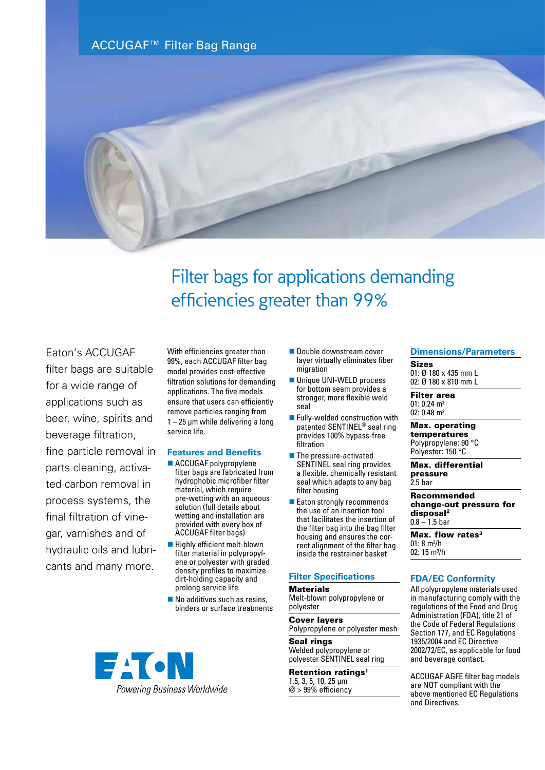ACCUGAF™ Filter Bag Range

# Filter bags for applications demanding efficiencies greater than 99%

Eaton's ACCUGAF filter bags are suitable for a wide range of applications such as beer, wine, spirits and beverage filtration, fine particle removal in parts cleaning, activated carbon removal in process systems, the final filtration of vinegar, varnishes and of hydraulic oils and lubricants and many more.

With efficiencies greater than 99%, each ACCUGAF filter bag model provides cost-effective filtration solutions for demanding applications. The five models ensure that users can efficiently remove particles ranging from 1 – 25 µm while delivering a long service life.

## Features and Benefits

- ACCUGAF polypropylene filter bags are fabricated from hydrophobic microfiber filter material, which require pre-wetting with an aqueous solution (full details about wetting and installation are provided with every box of ACCUGAF filter bags)
- Highly efficient melt-blown filter material in polypropylene or polyester with graded density profiles to maximize dirt-holding capacity and prolong service life
- No additives such as resins, binders or surface treatments
- Double downstream cover layer virtually eliminates fiber migration
- Unique UNI-WELD process for bottom seam provides a stronger, more flexible weld seal
- Fully-welded construction with patented SENTINEL® seal ring provides 100% bypass-free filtration
- The pressure-activated SENTINEL seal ring provides a flexible, chemically resistant seal which adapts to any bag filter housing
- Eaton strongly recommends the use of an insertion tool that facilitates the insertion of the filter bag into the bag filter housing and ensures the correct alignment of the filter bag inside the restrainer basket

## Filter Specifications

**Materials**
Melt-blown polypropylene or polyester

**Cover layers**
Polypropylene or polyester mesh

**Seal rings**
Welded polypropylene or polyester SENTINEL seal ring

**Retention ratings[1]**
1.5, 3, 5, 10, 25 µm
@ > 99% efficiency

## Dimensions/Parameters

**Sizes**
01: Ø 180 x 435 mm L
02: Ø 180 x 810 mm L

**Filter area**
01: 0.24 m²
02: 0.48 m²

**Max. operating temperatures**
Polypropylene: 90 °C
Polyester: 150 °C

**Max. differential pressure**
2.5 bar

**Recommended change-out pressure for disposal[2]**
0.8 – 1.5 bar

**Max. flow rates[3]**
01: 8 m³/h
02: 15 m³/h

## FDA/EC Conformity

All polypropylene materials used in manufacturing comply with the regulations of the Food and Drug Administration (FDA), title 21 of the Code of Federal Regulations Section 177, and EC Regulations 1935/2004 and EC Directive 2002/72/EC, as applicable for food and beverage contact.

ACCUGAF AGFE filter bag models are NOT compliant with the above mentioned EC Regulations and Directives.

EATON
*Powering Business Worldwide*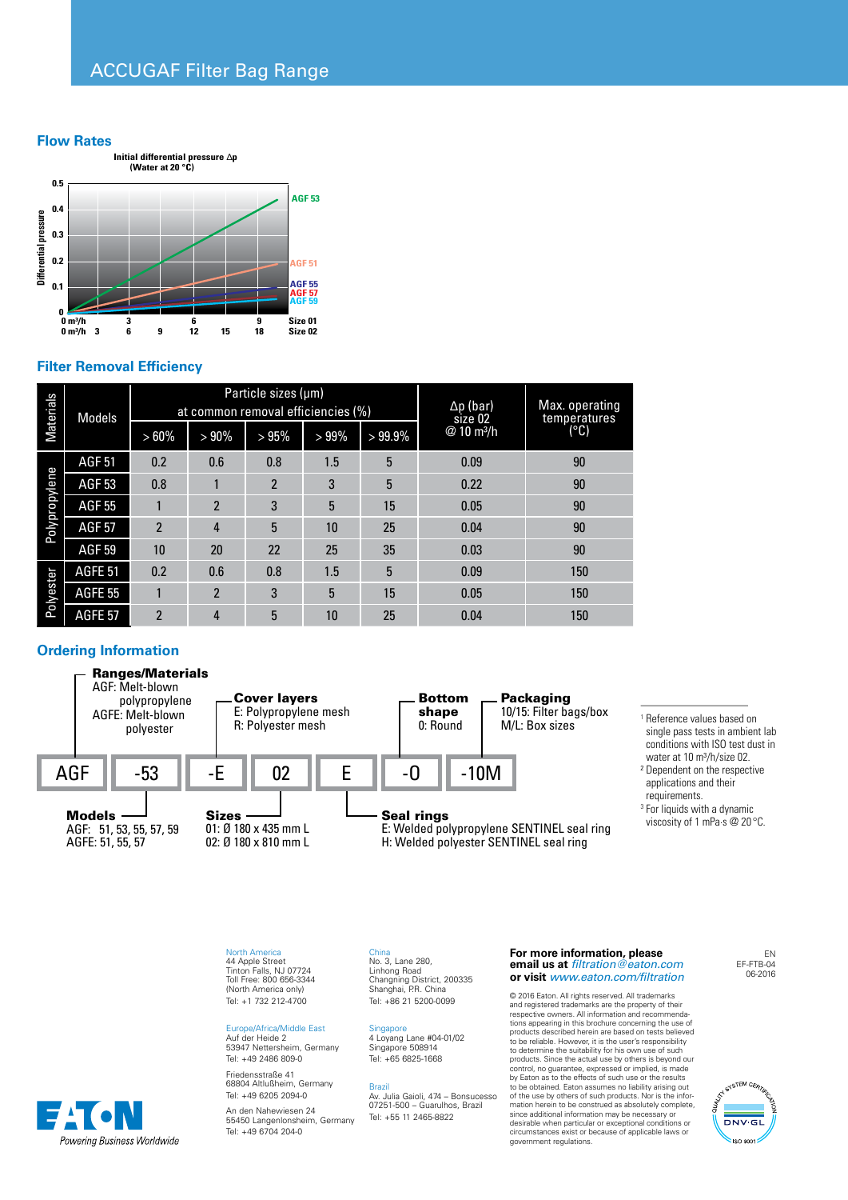# ACCUGAF Filter Bag Range

## Flow Rates

Initial differential pressure Δp
(Water at 20 °C)

Differential pressure

0.5
0.4
0.3
0.2
0.1
0

AGF 53
AGF 51
AGF 55
AGF 57
AGF 59

0 m³/h 3 6 9 Size 01
0 m³/h 3 6 9 12 15 18 Size 02

## Filter Removal Efficiency

| Materials | Models | Particle sizes (µm) at common removal efficiencies (%) | | | | | Δp (bar) size 02 @ 10 m³/h | Max. operating temperatures (°C) |
|---|---|---|---|---|---|---|---|---|
| | | > 60% | > 90% | > 95% | > 99% | > 99.9% | | |
| Polypropylene | AGF 51 | 0.2 | 0.6 | 0.8 | 1.5 | 5 | 0.09 | 90 |
| | AGF 53 | 0.8 | 1 | 2 | 3 | 5 | 0.22 | 90 |
| | AGF 55 | 1 | 2 | 3 | 5 | 15 | 0.05 | 90 |
| | AGF 57 | 2 | 4 | 5 | 10 | 25 | 0.04 | 90 |
| | AGF 59 | 10 | 20 | 22 | 25 | 35 | 0.03 | 90 |
| Polyester | AGFE 51 | 0.2 | 0.6 | 0.8 | 1.5 | 5 | 0.09 | 150 |
| | AGFE 55 | 1 | 2 | 3 | 5 | 15 | 0.05 | 150 |
| | AGFE 57 | 2 | 4 | 5 | 10 | 25 | 0.04 | 150 |

## Ordering Information

AGF | -53 | -E | 02 | E | -0 | -10M

**Ranges/Materials**
AGF: Melt-blown polypropylene
AGFE: Melt-blown polyester

**Cover layers**
E: Polypropylene mesh
R: Polyester mesh

**Bottom shape**
0: Round

**Packaging**
10/15: Filter bags/box
M/L: Box sizes

**Models**
AGF: 51, 53, 55, 57, 59
AGFE: 51, 55, 57

**Sizes**
01: Ø 180 x 435 mm L
02: Ø 180 x 810 mm L

**Seal rings**
E: Welded polypropylene SENTINEL seal ring
H: Welded polyester SENTINEL seal ring

[1] Reference values based on single pass tests in ambient lab conditions with ISO test dust in water at 10 m³/h/size 02.
[2] Dependent on the respective applications and their requirements.
[3] For liquids with a dynamic viscosity of 1 mPa·s @ 20 °C.

North America
44 Apple Street
Tinton Falls, NJ 07724
Toll Free: 800 656-3344
(North America only)
Tel: +1 732 212-4700

Europe/Africa/Middle East
Auf der Heide 2
53947 Nettersheim, Germany
Tel: +49 2486 809-0

Friedensstraße 41
68804 Altlußheim, Germany
Tel: +49 6205 2094-0

An den Nahewiesen 24
55450 Langenlonsheim, Germany
Tel: +49 6704 204-0

China
No. 3, Lane 280,
Linhong Road
Changning District, 200335
Shanghai, P.R. China
Tel: +86 21 5200-0099

Singapore
4 Loyang Lane #04-01/02
Singapore 508914
Tel: +65 6825-1668

Brazil
Av. Julia Gaioli, 474 – Bonsucesso
07251-500 – Guarulhos, Brazil
Tel: +55 11 2465-8822

**For more information, please email us at** *filtration@eaton.com* **or visit** *www.eaton.com/filtration*

© 2016 Eaton. All rights reserved. All trademarks and registered trademarks are the property of their respective owners. All information and recommendations appearing in this brochure concerning the use of products described herein are based on tests believed to be reliable. However, it is the user's responsibility to determine the suitability for his own use of such products. Since the actual use by others is beyond our control, no guarantee, expressed or implied, is made by Eaton as to the effects of such use or the results to be obtained. Eaton assumes no liability arising out of the use by others of such products. Nor is the information herein to be construed as absolutely complete, since additional information may be necessary or desirable when particular or exceptional conditions or circumstances exist or because of applicable laws or government regulations.

EN
EF-FTB-04
06-2016

EATON
Powering Business Worldwide